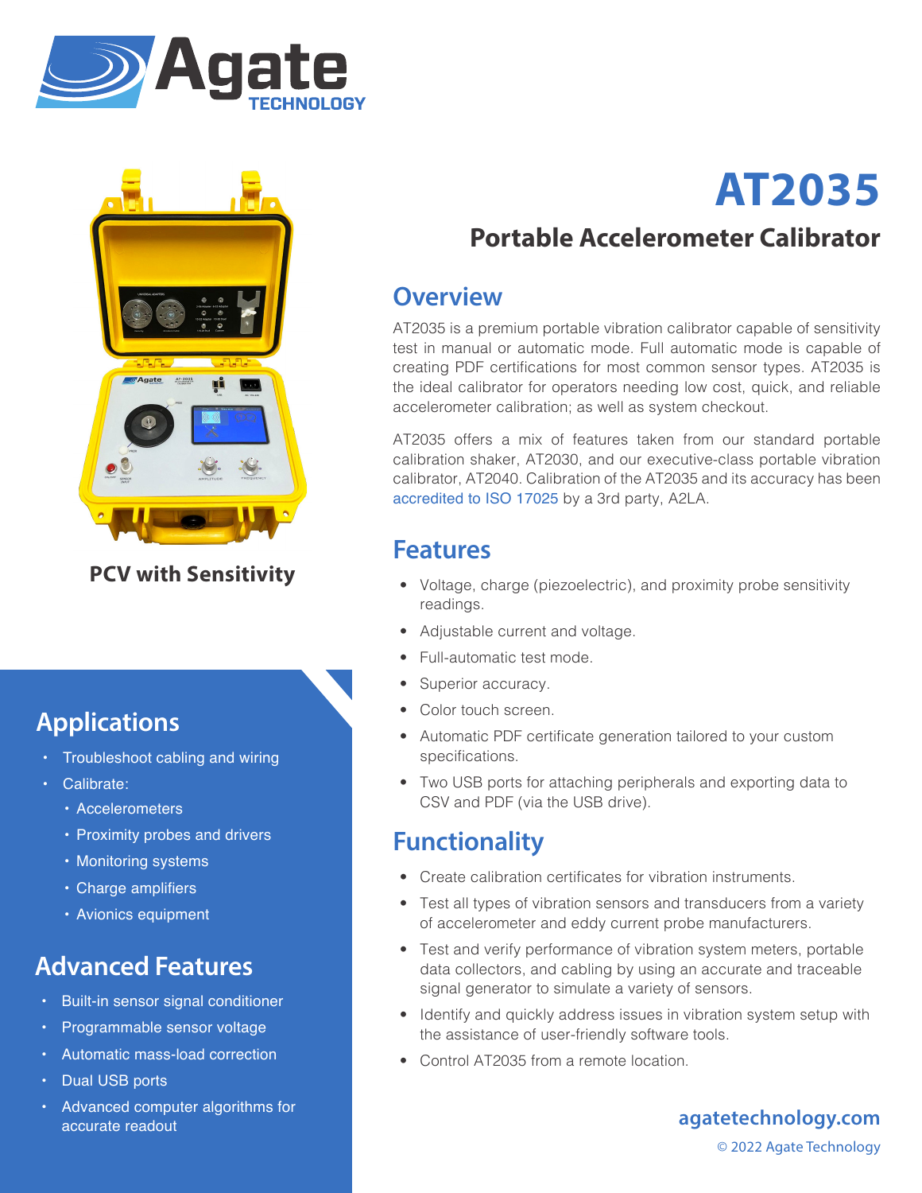# AT2035

## Portable Accelerometer Calibrator

PCV with Sensitivity

## Overview

AT2035 is a premium portable vibration calibrator capable of sensitivity test in manual or automatic mode. Full automatic mode is capable of creating PDF certifications for most common sensor types. AT2035 is the ideal calibrator for operators needing low cost, quick, and reliable accelerometer calibration; as well as system checkout.

AT2035 offers a mix of features taken from our standard portable calibration shaker, AT2030, and our executive-class portable vibration calibrator, AT2040. Calibration of the AT2035 and its accuracy has been accredited to ISO 17025 by a 3rd party, A2LA.

## Features

- Voltage, charge (piezoelectric), and proximity probe sensitivity readings.
- Adjustable current and voltage.
- Full-automatic test mode.
- Superior accuracy.
- Color touch screen.
- Automatic PDF certificate generation tailored to your custom specifications.
- Two USB ports for attaching peripherals and exporting data to CSV and PDF (via the USB drive).

## Functionality

- Create calibration certificates for vibration instruments.
- Test all types of vibration sensors and transducers from a variety of accelerometer and eddy current probe manufacturers.
- Test and verify performance of vibration system meters, portable data collectors, and cabling by using an accurate and traceable signal generator to simulate a variety of sensors.
- Identify and quickly address issues in vibration system setup with the assistance of user-friendly software tools.
- Control AT2035 from a remote location.

## Applications

- Troubleshoot cabling and wiring
- Calibrate:
  - Accelerometers
  - Proximity probes and drivers
  - Monitoring systems
  - Charge amplifiers
  - Avionics equipment

## Advanced Features

- Built-in sensor signal conditioner
- Programmable sensor voltage
- Automatic mass-load correction
- Dual USB ports
- Advanced computer algorithms for accurate readout

agatetechnology.com

© 2022 Agate Technology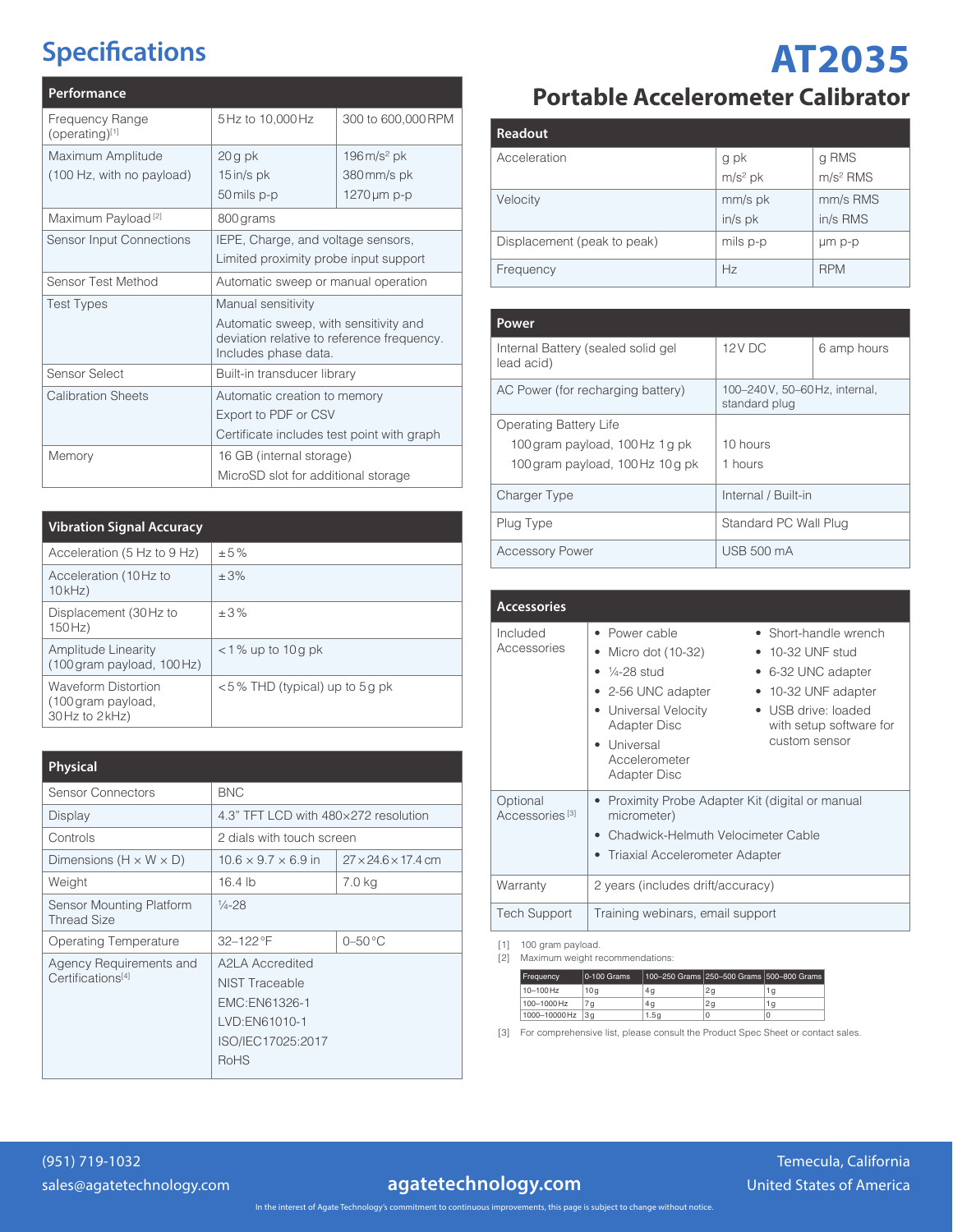# Specifications

# AT2035

## Portable Accelerometer Calibrator

| Performance | | |
|---|---|---|
| Frequency Range (operating)[1] | 5 Hz to 10,000 Hz | 300 to 600,000 RPM |
| Maximum Amplitude (100 Hz, with no payload) | 20 g pk<br>15 in/s pk<br>50 mils p-p | 196 $m/s^2$ pk<br>380 mm/s pk<br>1270 µm p-p |
| Maximum Payload [2] | 800 grams | |
| Sensor Input Connections | IEPE, Charge, and voltage sensors,<br>Limited proximity probe input support | |
| Sensor Test Method | Automatic sweep or manual operation | |
| Test Types | Manual sensitivity<br>Automatic sweep, with sensitivity and deviation relative to reference frequency. Includes phase data. | |
| Sensor Select | Built-in transducer library | |
| Calibration Sheets | Automatic creation to memory<br>Export to PDF or CSV<br>Certificate includes test point with graph | |
| Memory | 16 GB (internal storage)<br>MicroSD slot for additional storage | |

| Vibration Signal Accuracy | |
|---|---|
| Acceleration (5 Hz to 9 Hz) | ± 5 % |
| Acceleration (10 Hz to 10 kHz) | ± 3% |
| Displacement (30 Hz to 150 Hz) | ± 3 % |
| Amplitude Linearity (100 gram payload, 100 Hz) | < 1 % up to 10 g pk |
| Waveform Distortion (100 gram payload, 30 Hz to 2 kHz) | < 5 % THD (typical) up to 5 g pk |

| Physical | | |
|---|---|---|
| Sensor Connectors | BNC | |
| Display | 4.3" TFT LCD with 480×272 resolution | |
| Controls | 2 dials with touch screen | |
| Dimensions (H × W × D) | 10.6 × 9.7 × 6.9 in | 27 × 24.6 × 17.4 cm |
| Weight | 16.4 lb | 7.0 kg |
| Sensor Mounting Platform Thread Size | ¼-28 | |
| Operating Temperature | 32–122 °F | 0–50 °C |
| Agency Requirements and Certifications[4] | A2LA Accredited<br>NIST Traceable<br>EMC:EN61326-1<br>LVD:EN61010-1<br>ISO/IEC17025:2017<br>RoHS | |

| Readout | | |
|---|---|---|
| Acceleration | g pk<br>$m/s^2$ pk | g RMS<br>$m/s^2$ RMS |
| Velocity | mm/s pk<br>in/s pk | mm/s RMS<br>in/s RMS |
| Displacement (peak to peak) | mils p-p | µm p-p |
| Frequency | Hz | RPM |

| Power | | |
|---|---|---|
| Internal Battery (sealed solid gel lead acid) | 12 V DC | 6 amp hours |
| AC Power (for recharging battery) | 100–240 V, 50–60 Hz, internal, standard plug | |
| Operating Battery Life<br>100 gram payload, 100 Hz 1 g pk<br>100 gram payload, 100 Hz 10 g pk | <br>10 hours<br>1 hours | |
| Charger Type | Internal / Built-in | |
| Plug Type | Standard PC Wall Plug | |
| Accessory Power | USB 500 mA | |

| Accessories | |
|---|---|
| Included Accessories | • Power cable<br>• Micro dot (10-32)<br>• ¼-28 stud<br>• 2-56 UNC adapter<br>• Universal Velocity Adapter Disc<br>• Universal Accelerometer Adapter Disc<br>• Short-handle wrench<br>• 10-32 UNF stud<br>• 6-32 UNC adapter<br>• 10-32 UNF adapter<br>• USB drive: loaded with setup software for custom sensor |
| Optional Accessories [3] | • Proximity Probe Adapter Kit (digital or manual micrometer)<br>• Chadwick-Helmuth Velocimeter Cable<br>• Triaxial Accelerometer Adapter |
| Warranty | 2 years (includes drift/accuracy) |
| Tech Support | Training webinars, email support |

[1] 100 gram payload.

[2] Maximum weight recommendations:

| Frequency | 0-100 Grams | 100–250 Grams | 250–500 Grams | 500–800 Grams |
|---|---|---|---|---|
| 10–100 Hz | 10 g | 4 g | 2 g | 1 g |
| 100–1000 Hz | 7 g | 4 g | 2 g | 1 g |
| 1000–10000 Hz | 3 g | 1.5 g | 0 | 0 |

[3] For comprehensive list, please consult the Product Spec Sheet or contact sales.

(951) 719-1032
sales@agatetechnology.com

agatetechnology.com

Temecula, California
United States of America

In the interest of Agate Technology's commitment to continuous improvements, this page is subject to change without notice.